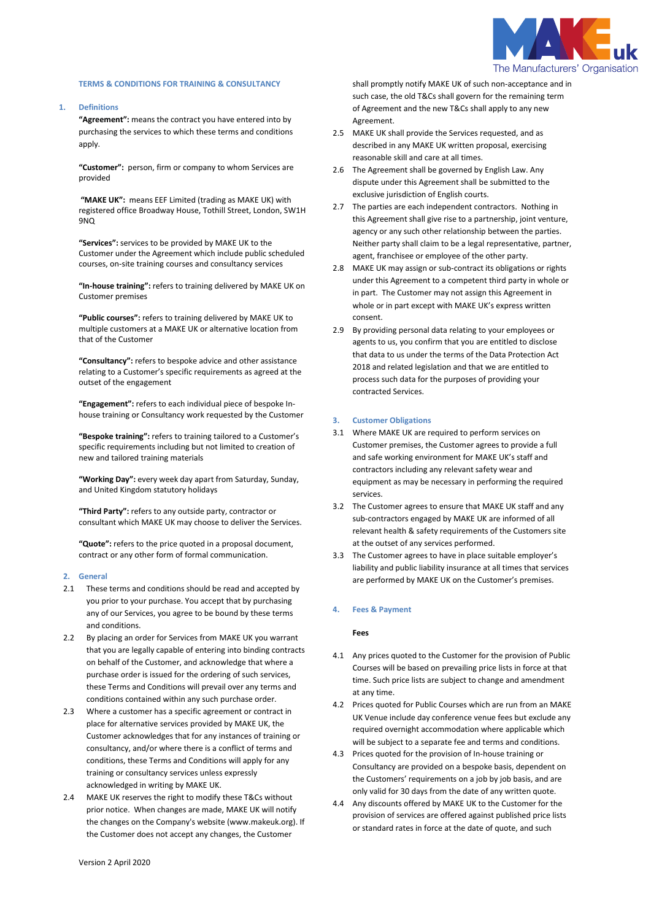**TERMS & CONDITIONS FOR TRAINING & CONSULTANCY**

## 1. Definitions

**"Agreement":** means the contract you have entered into by purchasing the services to which these terms and conditions apply.

**"Customer":** person, firm or company to whom Services are provided

**"MAKE UK":** means EEF Limited (trading as MAKE UK) with registered office Broadway House, Tothill Street, London, SW1H 9NQ

**"Services":** services to be provided by MAKE UK to the Customer under the Agreement which include public scheduled courses, on-site training courses and consultancy services

**"In-house training":** refers to training delivered by MAKE UK on Customer premises

**"Public courses":** refers to training delivered by MAKE UK to multiple customers at a MAKE UK or alternative location from that of the Customer

**"Consultancy":** refers to bespoke advice and other assistance relating to a Customer's specific requirements as agreed at the outset of the engagement

**"Engagement":** refers to each individual piece of bespoke In-house training or Consultancy work requested by the Customer

**"Bespoke training":** refers to training tailored to a Customer's specific requirements including but not limited to creation of new and tailored training materials

**"Working Day":** every week day apart from Saturday, Sunday, and United Kingdom statutory holidays

**"Third Party":** refers to any outside party, contractor or consultant which MAKE UK may choose to deliver the Services.

**"Quote":** refers to the price quoted in a proposal document, contract or any other form of formal communication.

## 2. General

2.1 These terms and conditions should be read and accepted by you prior to your purchase. You accept that by purchasing any of our Services, you agree to be bound by these terms and conditions.

2.2 By placing an order for Services from MAKE UK you warrant that you are legally capable of entering into binding contracts on behalf of the Customer, and acknowledge that where a purchase order is issued for the ordering of such services, these Terms and Conditions will prevail over any terms and conditions contained within any such purchase order.

2.3 Where a customer has a specific agreement or contract in place for alternative services provided by MAKE UK, the Customer acknowledges that for any instances of training or consultancy, and/or where there is a conflict of terms and conditions, these Terms and Conditions will apply for any training or consultancy services unless expressly acknowledged in writing by MAKE UK.

2.4 MAKE UK reserves the right to modify these T&Cs without prior notice. When changes are made, MAKE UK will notify the changes on the Company's website (www.makeuk.org). If the Customer does not accept any changes, the Customer shall promptly notify MAKE UK of such non-acceptance and in such case, the old T&Cs shall govern for the remaining term of Agreement and the new T&Cs shall apply to any new Agreement.

2.5 MAKE UK shall provide the Services requested, and as described in any MAKE UK written proposal, exercising reasonable skill and care at all times.

2.6 The Agreement shall be governed by English Law. Any dispute under this Agreement shall be submitted to the exclusive jurisdiction of English courts.

2.7 The parties are each independent contractors. Nothing in this Agreement shall give rise to a partnership, joint venture, agency or any such other relationship between the parties. Neither party shall claim to be a legal representative, partner, agent, franchisee or employee of the other party.

2.8 MAKE UK may assign or sub-contract its obligations or rights under this Agreement to a competent third party in whole or in part. The Customer may not assign this Agreement in whole or in part except with MAKE UK's express written consent.

2.9 By providing personal data relating to your employees or agents to us, you confirm that you are entitled to disclose that data to us under the terms of the Data Protection Act 2018 and related legislation and that we are entitled to process such data for the purposes of providing your contracted Services.

## 3. Customer Obligations

3.1 Where MAKE UK are required to perform services on Customer premises, the Customer agrees to provide a full and safe working environment for MAKE UK's staff and contractors including any relevant safety wear and equipment as may be necessary in performing the required services.

3.2 The Customer agrees to ensure that MAKE UK staff and any sub-contractors engaged by MAKE UK are informed of all relevant health & safety requirements of the Customers site at the outset of any services performed.

3.3 The Customer agrees to have in place suitable employer's liability and public liability insurance at all times that services are performed by MAKE UK on the Customer's premises.

## 4. Fees & Payment

### Fees

4.1 Any prices quoted to the Customer for the provision of Public Courses will be based on prevailing price lists in force at that time. Such price lists are subject to change and amendment at any time.

4.2 Prices quoted for Public Courses which are run from an MAKE UK Venue include day conference venue fees but exclude any required overnight accommodation where applicable which will be subject to a separate fee and terms and conditions.

4.3 Prices quoted for the provision of In-house training or Consultancy are provided on a bespoke basis, dependent on the Customers' requirements on a job by job basis, and are only valid for 30 days from the date of any written quote.

4.4 Any discounts offered by MAKE UK to the Customer for the provision of services are offered against published price lists or standard rates in force at the date of quote, and such

Version 2 April 2020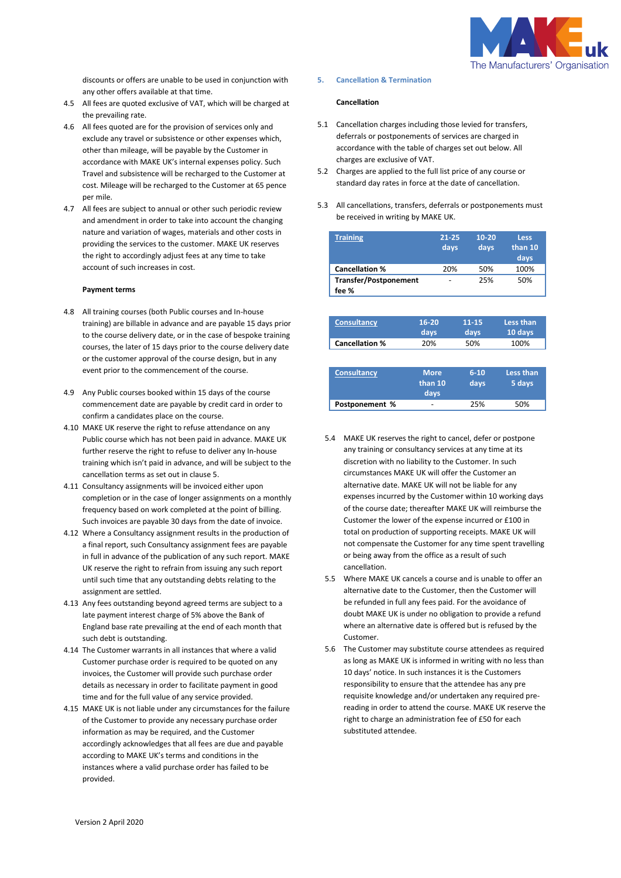discounts or offers are unable to be used in conjunction with any other offers available at that time.

4.5 All fees are quoted exclusive of VAT, which will be charged at the prevailing rate.

4.6 All fees quoted are for the provision of services only and exclude any travel or subsistence or other expenses which, other than mileage, will be payable by the Customer in accordance with MAKE UK's internal expenses policy. Such Travel and subsistence will be recharged to the Customer at cost. Mileage will be recharged to the Customer at 65 pence per mile.

4.7 All fees are subject to annual or other such periodic review and amendment in order to take into account the changing nature and variation of wages, materials and other costs in providing the services to the customer. MAKE UK reserves the right to accordingly adjust fees at any time to take account of such increases in cost.

**Payment terms**

4.8 All training courses (both Public courses and In-house training) are billable in advance and are payable 15 days prior to the course delivery date, or in the case of bespoke training courses, the later of 15 days prior to the course delivery date or the customer approval of the course design, but in any event prior to the commencement of the course.

4.9 Any Public courses booked within 15 days of the course commencement date are payable by credit card in order to confirm a candidates place on the course.

4.10 MAKE UK reserve the right to refuse attendance on any Public course which has not been paid in advance. MAKE UK further reserve the right to refuse to deliver any In-house training which isn't paid in advance, and will be subject to the cancellation terms as set out in clause 5.

4.11 Consultancy assignments will be invoiced either upon completion or in the case of longer assignments on a monthly frequency based on work completed at the point of billing. Such invoices are payable 30 days from the date of invoice.

4.12 Where a Consultancy assignment results in the production of a final report, such Consultancy assignment fees are payable in full in advance of the publication of any such report. MAKE UK reserve the right to refrain from issuing any such report until such time that any outstanding debts relating to the assignment are settled.

4.13 Any fees outstanding beyond agreed terms are subject to a late payment interest charge of 5% above the Bank of England base rate prevailing at the end of each month that such debt is outstanding.

4.14 The Customer warrants in all instances that where a valid Customer purchase order is required to be quoted on any invoices, the Customer will provide such purchase order details as necessary in order to facilitate payment in good time and for the full value of any service provided.

4.15 MAKE UK is not liable under any circumstances for the failure of the Customer to provide any necessary purchase order information as may be required, and the Customer accordingly acknowledges that all fees are due and payable according to MAKE UK's terms and conditions in the instances where a valid purchase order has failed to be provided.

## 5. Cancellation & Termination

**Cancellation**

5.1 Cancellation charges including those levied for transfers, deferrals or postponements of services are charged in accordance with the table of charges set out below. All charges are exclusive of VAT.

5.2 Charges are applied to the full list price of any course or standard day rates in force at the date of cancellation.

5.3 All cancellations, transfers, deferrals or postponements must be received in writing by MAKE UK.

| Training | 21-25 days | 10-20 days | Less than 10 days |
|---|---|---|---|
| **Cancellation %** | 20% | 50% | 100% |
| **Transfer/Postponement fee %** | - | 25% | 50% |

| Consultancy | 16-20 days | 11-15 days | Less than 10 days |
|---|---|---|---|
| **Cancellation %** | 20% | 50% | 100% |

| Consultancy | More than 10 days | 6-10 days | Less than 5 days |
|---|---|---|---|
| **Postponement %** | - | 25% | 50% |

5.4 MAKE UK reserves the right to cancel, defer or postpone any training or consultancy services at any time at its discretion with no liability to the Customer. In such circumstances MAKE UK will offer the Customer an alternative date. MAKE UK will not be liable for any expenses incurred by the Customer within 10 working days of the course date; thereafter MAKE UK will reimburse the Customer the lower of the expense incurred or £100 in total on production of supporting receipts. MAKE UK will not compensate the Customer for any time spent travelling or being away from the office as a result of such cancellation.

5.5 Where MAKE UK cancels a course and is unable to offer an alternative date to the Customer, then the Customer will be refunded in full any fees paid. For the avoidance of doubt MAKE UK is under no obligation to provide a refund where an alternative date is offered but is refused by the Customer.

5.6 The Customer may substitute course attendees as required as long as MAKE UK is informed in writing with no less than 10 days' notice. In such instances it is the Customers responsibility to ensure that the attendee has any pre requisite knowledge and/or undertaken any required pre-reading in order to attend the course. MAKE UK reserve the right to charge an administration fee of £50 for each substituted attendee.

Version 2 April 2020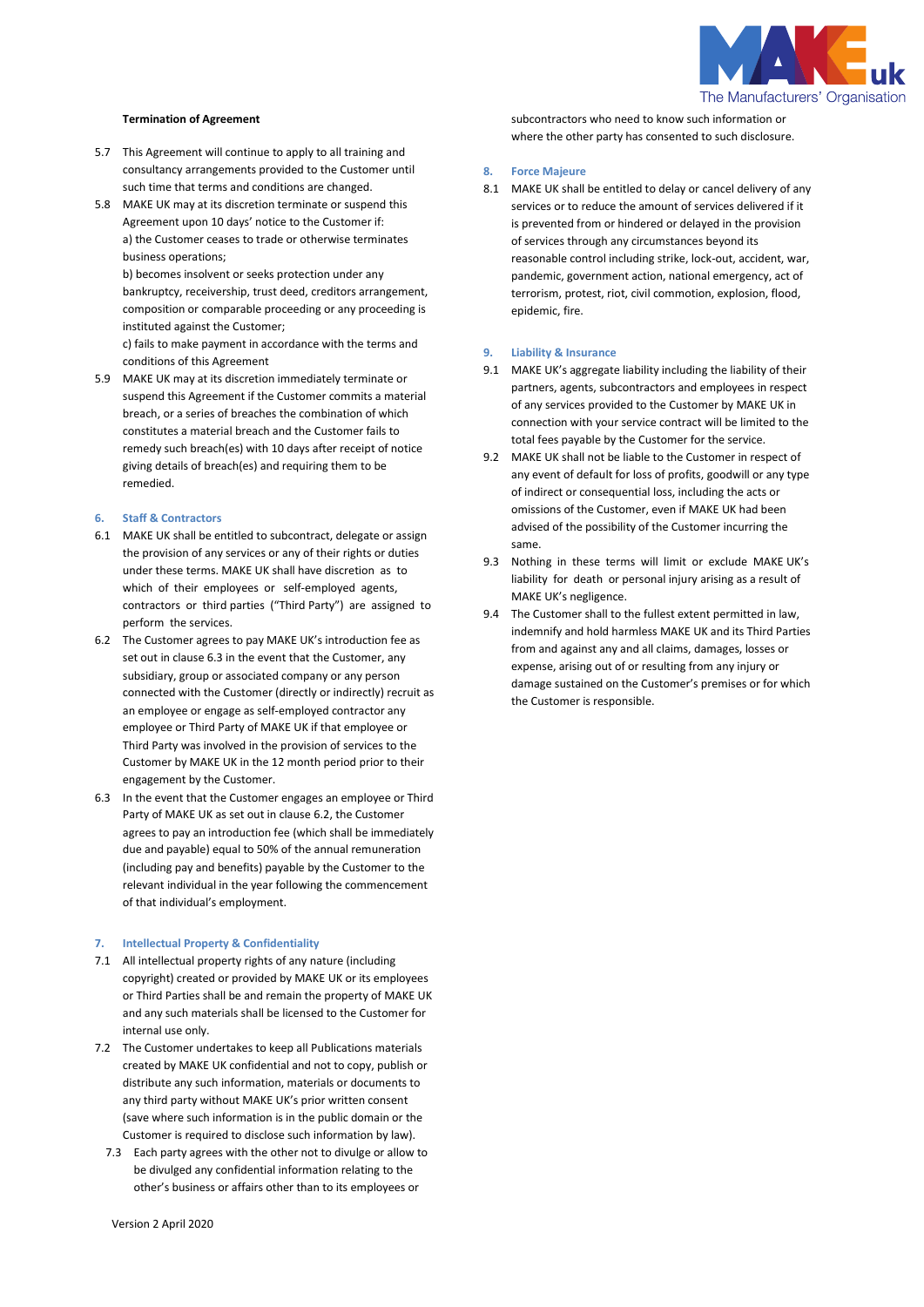**Termination of Agreement**

5.7 This Agreement will continue to apply to all training and consultancy arrangements provided to the Customer until such time that terms and conditions are changed.

5.8 MAKE UK may at its discretion terminate or suspend this Agreement upon 10 days' notice to the Customer if:
a) the Customer ceases to trade or otherwise terminates business operations;
b) becomes insolvent or seeks protection under any bankruptcy, receivership, trust deed, creditors arrangement, composition or comparable proceeding or any proceeding is instituted against the Customer;
c) fails to make payment in accordance with the terms and conditions of this Agreement

5.9 MAKE UK may at its discretion immediately terminate or suspend this Agreement if the Customer commits a material breach, or a series of breaches the combination of which constitutes a material breach and the Customer fails to remedy such breach(es) with 10 days after receipt of notice giving details of breach(es) and requiring them to be remedied.

## 6. Staff & Contractors

6.1 MAKE UK shall be entitled to subcontract, delegate or assign the provision of any services or any of their rights or duties under these terms. MAKE UK shall have discretion as to which of their employees or self-employed agents, contractors or third parties ("Third Party") are assigned to perform the services.

6.2 The Customer agrees to pay MAKE UK's introduction fee as set out in clause 6.3 in the event that the Customer, any subsidiary, group or associated company or any person connected with the Customer (directly or indirectly) recruit as an employee or engage as self-employed contractor any employee or Third Party of MAKE UK if that employee or Third Party was involved in the provision of services to the Customer by MAKE UK in the 12 month period prior to their engagement by the Customer.

6.3 In the event that the Customer engages an employee or Third Party of MAKE UK as set out in clause 6.2, the Customer agrees to pay an introduction fee (which shall be immediately due and payable) equal to 50% of the annual remuneration (including pay and benefits) payable by the Customer to the relevant individual in the year following the commencement of that individual's employment.

## 7. Intellectual Property & Confidentiality

7.1 All intellectual property rights of any nature (including copyright) created or provided by MAKE UK or its employees or Third Parties shall be and remain the property of MAKE UK and any such materials shall be licensed to the Customer for internal use only.

7.2 The Customer undertakes to keep all Publications materials created by MAKE UK confidential and not to copy, publish or distribute any such information, materials or documents to any third party without MAKE UK's prior written consent (save where such information is in the public domain or the Customer is required to disclose such information by law).

7.3 Each party agrees with the other not to divulge or allow to be divulged any confidential information relating to the other's business or affairs other than to its employees or subcontractors who need to know such information or where the other party has consented to such disclosure.

## 8. Force Majeure

8.1 MAKE UK shall be entitled to delay or cancel delivery of any services or to reduce the amount of services delivered if it is prevented from or hindered or delayed in the provision of services through any circumstances beyond its reasonable control including strike, lock-out, accident, war, pandemic, government action, national emergency, act of terrorism, protest, riot, civil commotion, explosion, flood, epidemic, fire.

## 9. Liability & Insurance

9.1 MAKE UK's aggregate liability including the liability of their partners, agents, subcontractors and employees in respect of any services provided to the Customer by MAKE UK in connection with your service contract will be limited to the total fees payable by the Customer for the service.

9.2 MAKE UK shall not be liable to the Customer in respect of any event of default for loss of profits, goodwill or any type of indirect or consequential loss, including the acts or omissions of the Customer, even if MAKE UK had been advised of the possibility of the Customer incurring the same.

9.3 Nothing in these terms will limit or exclude MAKE UK's liability for death or personal injury arising as a result of MAKE UK's negligence.

9.4 The Customer shall to the fullest extent permitted in law, indemnify and hold harmless MAKE UK and its Third Parties from and against any and all claims, damages, losses or expense, arising out of or resulting from any injury or damage sustained on the Customer's premises or for which the Customer is responsible.

Version 2 April 2020